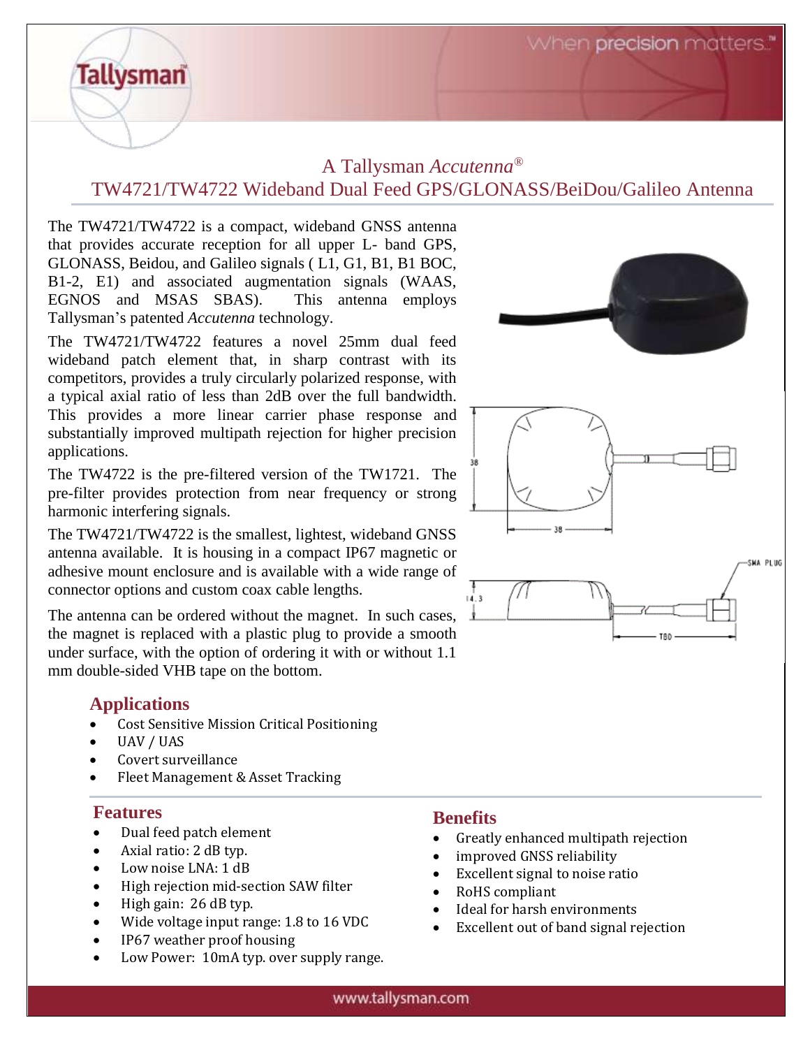# A Tallysman *Accutenna*®

## TW4721/TW4722 Wideband Dual Feed GPS/GLONASS/BeiDou/Galileo Antenna

The TW4721/TW4722 is a compact, wideband GNSS antenna that provides accurate reception for all upper L- band GPS, GLONASS, Beidou, and Galileo signals ( L1, G1, B1, B1 BOC, B1-2, E1) and associated augmentation signals (WAAS, EGNOS and MSAS SBAS). This antenna employs Tallysman's patented *Accutenna* technology.

The TW4721/TW4722 features a novel 25mm dual feed wideband patch element that, in sharp contrast with its competitors, provides a truly circularly polarized response, with a typical axial ratio of less than 2dB over the full bandwidth. This provides a more linear carrier phase response and substantially improved multipath rejection for higher precision applications.

The TW4722 is the pre-filtered version of the TW1721. The pre-filter provides protection from near frequency or strong harmonic interfering signals.

The TW4721/TW4722 is the smallest, lightest, wideband GNSS antenna available. It is housing in a compact IP67 magnetic or adhesive mount enclosure and is available with a wide range of connector options and custom coax cable lengths.

The antenna can be ordered without the magnet. In such cases, the magnet is replaced with a plastic plug to provide a smooth under surface, with the option of ordering it with or without 1.1 mm double-sided VHB tape on the bottom.

### Applications

- Cost Sensitive Mission Critical Positioning
- UAV / UAS
- Covert surveillance
- Fleet Management & Asset Tracking

### Features

- Dual feed patch element
- Axial ratio: 2 dB typ.
- Low noise LNA: 1 dB
- High rejection mid-section SAW filter
- High gain: 26 dB typ.
- Wide voltage input range: 1.8 to 16 VDC
- IP67 weather proof housing
- Low Power: 10mA typ. over supply range.

### Benefits

- Greatly enhanced multipath rejection
- improved GNSS reliability
- Excellent signal to noise ratio
- RoHS compliant
- Ideal for harsh environments
- Excellent out of band signal rejection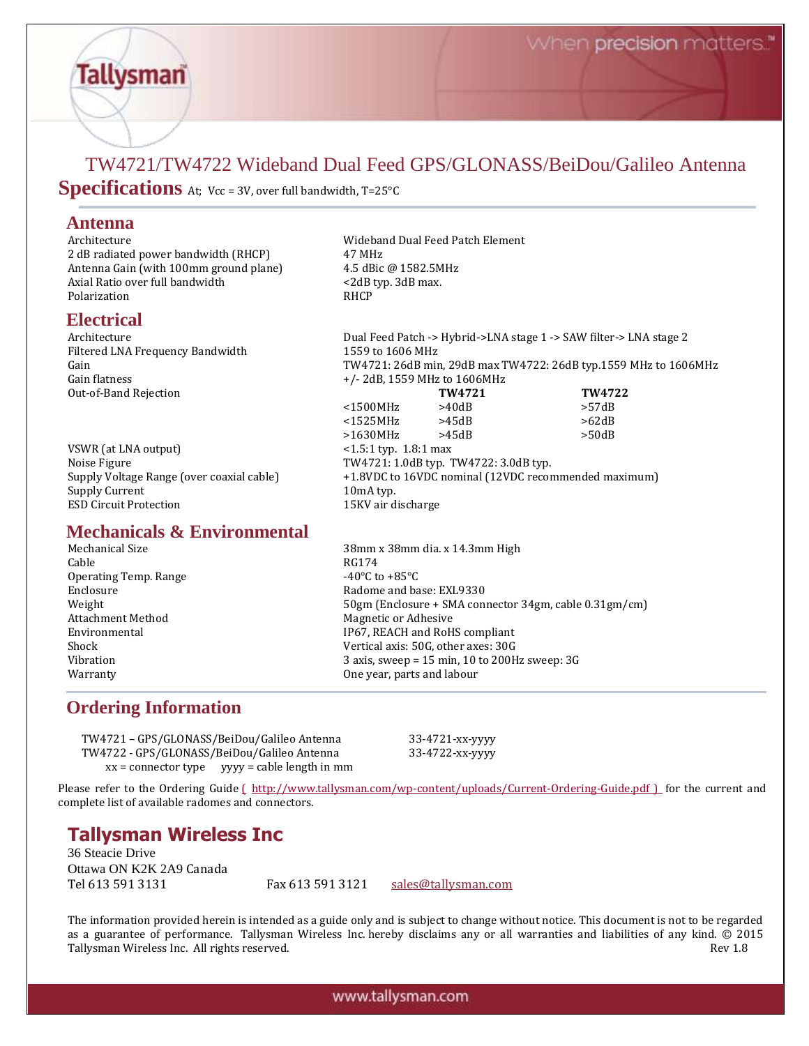# TW4721/TW4722 Wideband Dual Feed GPS/GLONASS/BeiDou/Galileo Antenna

## Specifications At; Vcc = 3V, over full bandwidth, T=25°C

### Antenna

| | |
|---|---|
| Architecture | Wideband Dual Feed Patch Element |
| 2 dB radiated power bandwidth (RHCP) | 47 MHz |
| Antenna Gain (with 100mm ground plane) | 4.5 dBic @ 1582.5MHz |
| Axial Ratio over full bandwidth | <2dB typ. 3dB max. |
| Polarization | RHCP |

### Electrical

| | |
|---|---|
| Architecture | Dual Feed Patch -> Hybrid->LNA stage 1 -> SAW filter-> LNA stage 2 |
| Filtered LNA Frequency Bandwidth | 1559 to 1606 MHz |
| Gain | TW4721: 26dB min, 29dB max TW4722: 26dB typ.1559 MHz to 1606MHz |
| Gain flatness | +/- 2dB, 1559 MHz to 1606MHz |

Out-of-Band Rejection

| | TW4721 | TW4722 |
|---|---|---|
| <1500MHz | >40dB | >57dB |
| <1525MHz | >45dB | >62dB |
| >1630MHz | >45dB | >50dB |

| | |
|---|---|
| VSWR (at LNA output) | <1.5:1 typ. 1.8:1 max |
| Noise Figure | TW4721: 1.0dB typ. TW4722: 3.0dB typ. |
| Supply Voltage Range (over coaxial cable) | +1.8VDC to 16VDC nominal (12VDC recommended maximum) |
| Supply Current | 10mA typ. |
| ESD Circuit Protection | 15KV air discharge |

### Mechanicals & Environmental

| | |
|---|---|
| Mechanical Size | 38mm x 38mm dia. x 14.3mm High |
| Cable | RG174 |
| Operating Temp. Range | -40°C to +85°C |
| Enclosure | Radome and base: EXL9330 |
| Weight | 50gm (Enclosure + SMA connector 34gm, cable 0.31gm/cm) |
| Attachment Method | Magnetic or Adhesive |
| Environmental | IP67, REACH and RoHS compliant |
| Shock | Vertical axis: 50G, other axes: 30G |
| Vibration | 3 axis, sweep = 15 min, 10 to 200Hz sweep: 3G |
| Warranty | One year, parts and labour |

### Ordering Information

| | |
|---|---|
| TW4721 – GPS/GLONASS/BeiDou/Galileo Antenna | 33-4721-xx-yyyy |
| TW4722 - GPS/GLONASS/BeiDou/Galileo Antenna | 33-4722-xx-yyyy |

xx = connector type yyyy = cable length in mm

Please refer to the Ordering Guide ( http://www.tallysman.com/wp-content/uploads/Current-Ordering-Guide.pdf ) for the current and complete list of available radomes and connectors.

## Tallysman Wireless Inc

36 Steacie Drive
Ottawa ON K2K 2A9 Canada
Tel 613 591 3131 Fax 613 591 3121 sales@tallysman.com

The information provided herein is intended as a guide only and is subject to change without notice. This document is not to be regarded as a guarantee of performance. Tallysman Wireless Inc. hereby disclaims any or all warranties and liabilities of any kind. © 2015 Tallysman Wireless Inc. All rights reserved. Rev 1.8